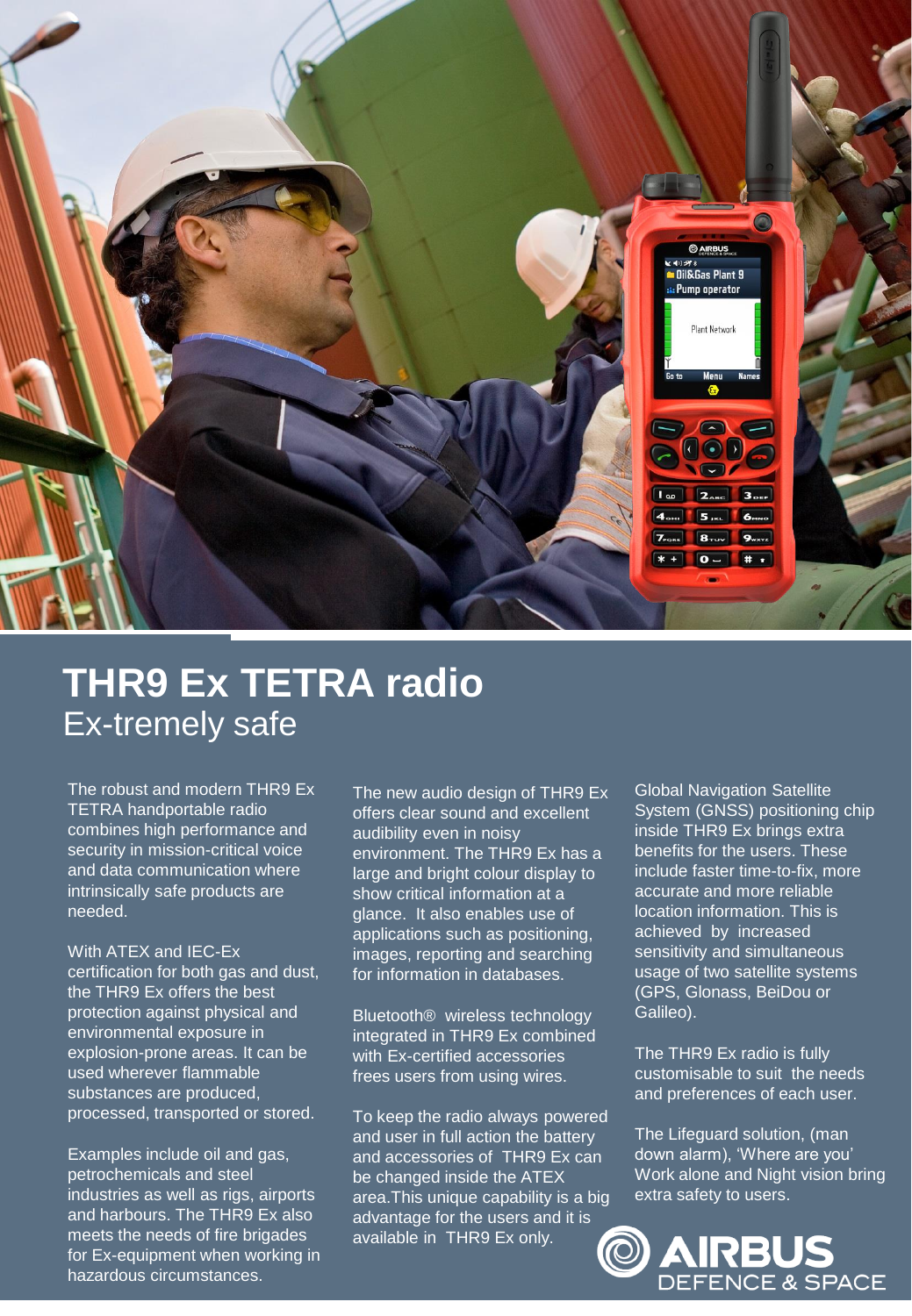# THR9 Ex TETRA radio

## Ex-tremely safe

The robust and modern THR9 Ex TETRA handportable radio combines high performance and security in mission-critical voice and data communication where intrinsically safe products are needed.

With ATEX and IEC-Ex certification for both gas and dust, the THR9 Ex offers the best protection against physical and environmental exposure in explosion-prone areas. It can be used wherever flammable substances are produced, processed, transported or stored.

Examples include oil and gas, petrochemicals and steel industries as well as rigs, airports and harbours. The THR9 Ex also meets the needs of fire brigades for Ex-equipment when working in hazardous circumstances.

The new audio design of THR9 Ex offers clear sound and excellent audibility even in noisy environment. The THR9 Ex has a large and bright colour display to show critical information at a glance. It also enables use of applications such as positioning, images, reporting and searching for information in databases.

Bluetooth® wireless technology integrated in THR9 Ex combined with Ex-certified accessories frees users from using wires.

To keep the radio always powered and user in full action the battery and accessories of THR9 Ex can be changed inside the ATEX area.This unique capability is a big advantage for the users and it is available in THR9 Ex only.

Global Navigation Satellite System (GNSS) positioning chip inside THR9 Ex brings extra benefits for the users. These include faster time-to-fix, more accurate and more reliable location information. This is achieved by increased sensitivity and simultaneous usage of two satellite systems (GPS, Glonass, BeiDou or Galileo).

The THR9 Ex radio is fully customisable to suit the needs and preferences of each user.

The Lifeguard solution, (man down alarm), 'Where are you' Work alone and Night vision bring extra safety to users.

AIRBUS DEFENCE & SPACE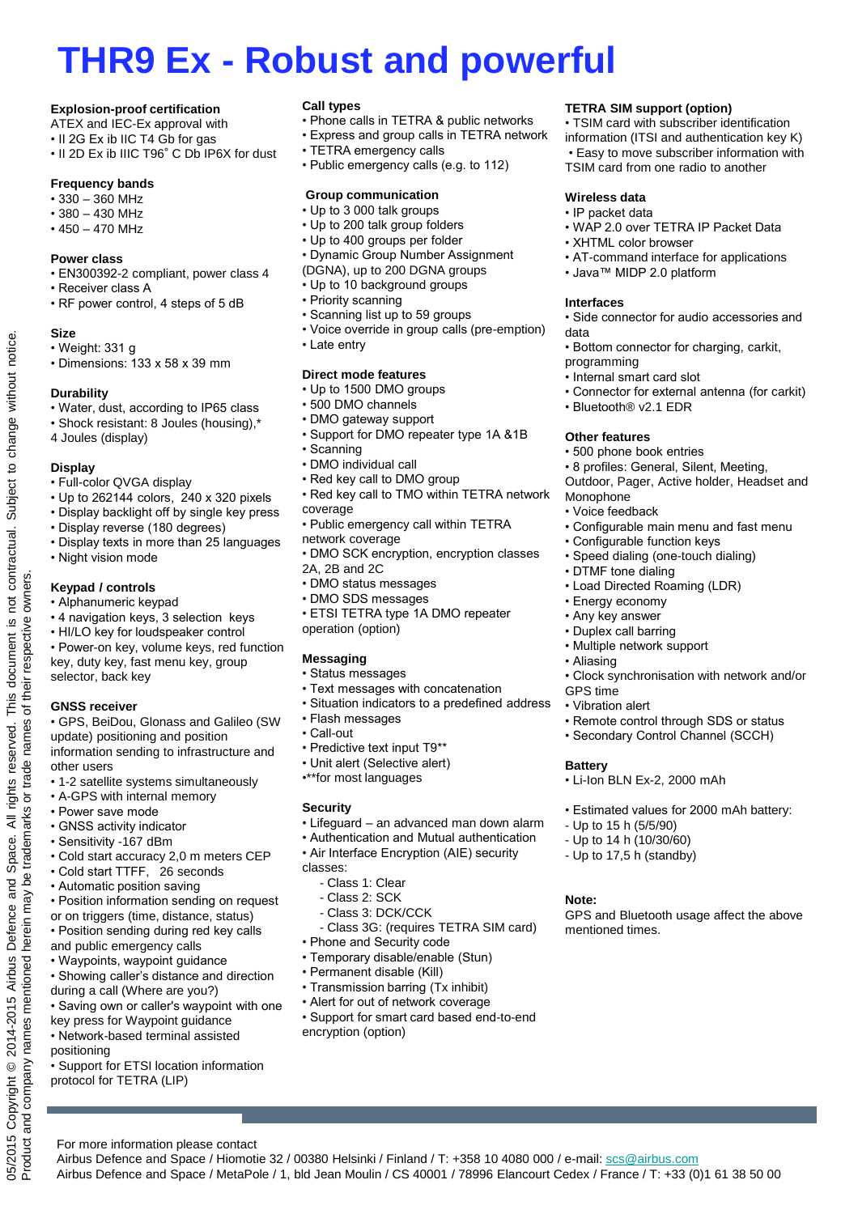# THR9 Ex - Robust and powerful

**Explosion-proof certification**
ATEX and IEC-Ex approval with
- II 2G Ex ib IIC T4 Gb for gas
- II 2D Ex ib IIIC T96˚ C Db IP6X for dust

**Frequency bands**
- 330 – 360 MHz
- 380 – 430 MHz
- 450 – 470 MHz

**Power class**
- EN300392-2 compliant, power class 4
- Receiver class A
- RF power control, 4 steps of 5 dB

**Size**
- Weight: 331 g
- Dimensions: 133 x 58 x 39 mm

**Durability**
- Water, dust, according to IP65 class
- Shock resistant: 8 Joules (housing),* 4 Joules (display)

**Display**
- Full-color QVGA display
- Up to 262144 colors, 240 x 320 pixels
- Display backlight off by single key press
- Display reverse (180 degrees)
- Display texts in more than 25 languages
- Night vision mode

**Keypad / controls**
- Alphanumeric keypad
- 4 navigation keys, 3 selection keys
- HI/LO key for loudspeaker control
- Power-on key, volume keys, red function key, duty key, fast menu key, group selector, back key

**GNSS receiver**
- GPS, BeiDou, Glonass and Galileo (SW update) positioning and position information sending to infrastructure and other users
- 1-2 satellite systems simultaneously
- A-GPS with internal memory
- Power save mode
- GNSS activity indicator
- Sensitivity -167 dBm
- Cold start accuracy 2,0 m meters CEP
- Cold start TTFF, 26 seconds
- Automatic position saving
- Position information sending on request or on triggers (time, distance, status)
- Position sending during red key calls and public emergency calls
- Waypoints, waypoint guidance
- Showing caller's distance and direction during a call (Where are you?)
- Saving own or caller's waypoint with one key press for Waypoint guidance
- Network-based terminal assisted positioning
- Support for ETSI location information protocol for TETRA (LIP)

**Call types**
- Phone calls in TETRA & public networks
- Express and group calls in TETRA network
- TETRA emergency calls
- Public emergency calls (e.g. to 112)

**Group communication**
- Up to 3 000 talk groups
- Up to 200 talk group folders
- Up to 400 groups per folder
- Dynamic Group Number Assignment (DGNA), up to 200 DGNA groups
- Up to 10 background groups
- Priority scanning
- Scanning list up to 59 groups
- Voice override in group calls (pre-emption)
- Late entry

**Direct mode features**
- Up to 1500 DMO groups
- 500 DMO channels
- DMO gateway support
- Support for DMO repeater type 1A &1B
- Scanning
- DMO individual call
- Red key call to DMO group
- Red key call to TMO within TETRA network coverage
- Public emergency call within TETRA network coverage
- DMO SCK encryption, encryption classes 2A, 2B and 2C
- DMO status messages
- DMO SDS messages
- ETSI TETRA type 1A DMO repeater operation (option)

**Messaging**
- Status messages
- Text messages with concatenation
- Situation indicators to a predefined address
- Flash messages
- Call-out
- Predictive text input T9**
- Unit alert (Selective alert)

•**for most languages

**Security**
- Lifeguard – an advanced man down alarm
- Authentication and Mutual authentication
- Air Interface Encryption (AIE) security classes:
  - Class 1: Clear
  - Class 2: SCK
  - Class 3: DCK/CCK
  - Class 3G: (requires TETRA SIM card)
- Phone and Security code
- Temporary disable/enable (Stun)
- Permanent disable (Kill)
- Transmission barring (Tx inhibit)
- Alert for out of network coverage
- Support for smart card based end-to-end encryption (option)

**TETRA SIM support (option)**
- TSIM card with subscriber identification information (ITSI and authentication key K)
- Easy to move subscriber information with TSIM card from one radio to another

**Wireless data**
- IP packet data
- WAP 2.0 over TETRA IP Packet Data
- XHTML color browser
- AT-command interface for applications
- Java™ MIDP 2.0 platform

**Interfaces**
- Side connector for audio accessories and data
- Bottom connector for charging, carkit, programming
- Internal smart card slot
- Connector for external antenna (for carkit)
- Bluetooth® v2.1 EDR

**Other features**
- 500 phone book entries
- 8 profiles: General, Silent, Meeting, Outdoor, Pager, Active holder, Headset and Monophone
- Voice feedback
- Configurable main menu and fast menu
- Configurable function keys
- Speed dialing (one-touch dialing)
- DTMF tone dialing
- Load Directed Roaming (LDR)
- Energy economy
- Any key answer
- Duplex call barring
- Multiple network support
- Aliasing
- Clock synchronisation with network and/or GPS time
- Vibration alert
- Remote control through SDS or status
- Secondary Control Channel (SCCH)

**Battery**
- Li-Ion BLN Ex-2, 2000 mAh

- Estimated values for 2000 mAh battery:
  - Up to 15 h (5/5/90)
  - Up to 14 h (10/30/60)
  - Up to 17,5 h (standby)

**Note:**
GPS and Bluetooth usage affect the above mentioned times.

For more information please contact
Airbus Defence and Space / Hiomotie 32 / 00380 Helsinki / Finland / T: +358 10 4080 000 / e-mail: scs@airbus.com
Airbus Defence and Space / MetaPole / 1, bld Jean Moulin / CS 40001 / 78996 Elancourt Cedex / France / T: +33 (0)1 61 38 50 00

05/2015 Copyright © 2014-2015 Airbus Defence and Space. All rights reserved. This document is not contractual. Subject to change without notice.
Product and company names mentioned herein may be trademarks or trade names of their respective owners.